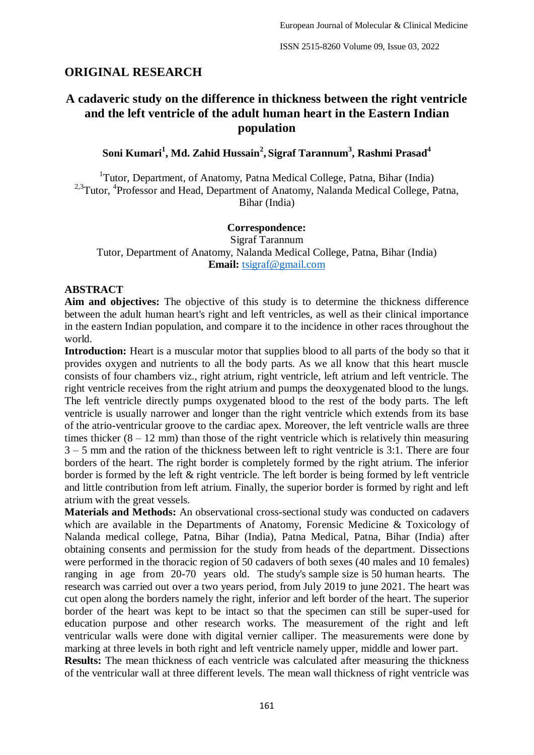## ORIGINAL RESEARCH

# A cadaveric study on the difference in thickness between the right ventricle and the left ventricle of the adult human heart in the Eastern Indian population

**Soni Kumari[1], Md. Zahid Hussain[2], Sigraf Tarannum[3], Rashmi Prasad[4]**

[1]Tutor, Department, of Anatomy, Patna Medical College, Patna, Bihar (India)
[2,3]Tutor, [4]Professor and Head, Department of Anatomy, Nalanda Medical College, Patna, Bihar (India)

**Correspondence:**
Sigraf Tarannum
Tutor, Department of Anatomy, Nalanda Medical College, Patna, Bihar (India)
**Email:** tsigraf@gmail.com

## ABSTRACT

**Aim and objectives:** The objective of this study is to determine the thickness difference between the adult human heart's right and left ventricles, as well as their clinical importance in the eastern Indian population, and compare it to the incidence in other races throughout the world.

**Introduction:** Heart is a muscular motor that supplies blood to all parts of the body so that it provides oxygen and nutrients to all the body parts. As we all know that this heart muscle consists of four chambers viz., right atrium, right ventricle, left atrium and left ventricle. The right ventricle receives from the right atrium and pumps the deoxygenated blood to the lungs. The left ventricle directly pumps oxygenated blood to the rest of the body parts. The left ventricle is usually narrower and longer than the right ventricle which extends from its base of the atrio-ventricular groove to the cardiac apex. Moreover, the left ventricle walls are three times thicker (8 – 12 mm) than those of the right ventricle which is relatively thin measuring 3 – 5 mm and the ration of the thickness between left to right ventricle is 3:1. There are four borders of the heart. The right border is completely formed by the right atrium. The inferior border is formed by the left & right ventricle. The left border is being formed by left ventricle and little contribution from left atrium. Finally, the superior border is formed by right and left atrium with the great vessels.

**Materials and Methods:** An observational cross-sectional study was conducted on cadavers which are available in the Departments of Anatomy, Forensic Medicine & Toxicology of Nalanda medical college, Patna, Bihar (India), Patna Medical, Patna, Bihar (India) after obtaining consents and permission for the study from heads of the department. Dissections were performed in the thoracic region of 50 cadavers of both sexes (40 males and 10 females) ranging in age from 20-70 years old. The study's sample size is 50 human hearts. The research was carried out over a two years period, from July 2019 to june 2021. The heart was cut open along the borders namely the right, inferior and left border of the heart. The superior border of the heart was kept to be intact so that the specimen can still be super-used for education purpose and other research works. The measurement of the right and left ventricular walls were done with digital vernier calliper. The measurements were done by marking at three levels in both right and left ventricle namely upper, middle and lower part.

**Results:** The mean thickness of each ventricle was calculated after measuring the thickness of the ventricular wall at three different levels. The mean wall thickness of right ventricle was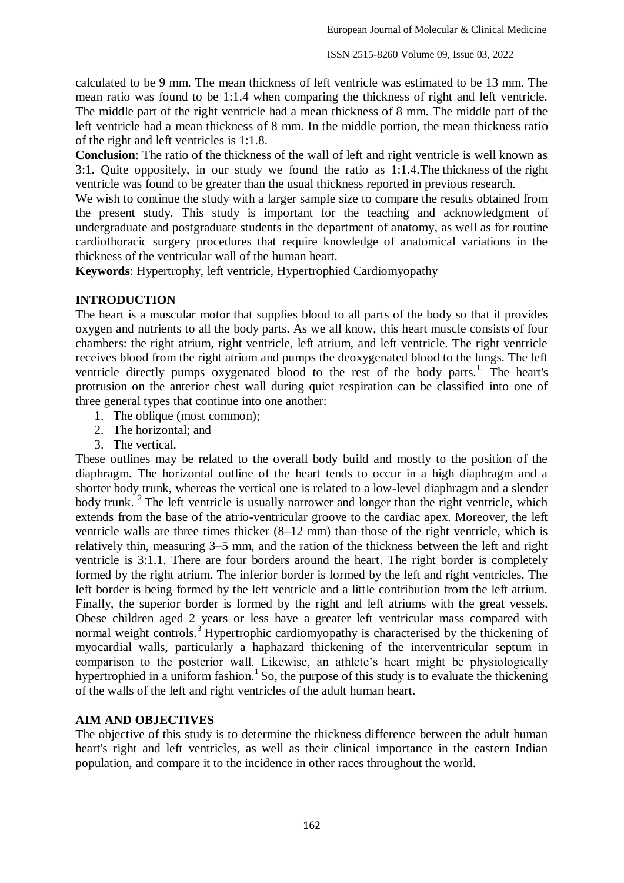calculated to be 9 mm. The mean thickness of left ventricle was estimated to be 13 mm. The mean ratio was found to be 1:1.4 when comparing the thickness of right and left ventricle. The middle part of the right ventricle had a mean thickness of 8 mm. The middle part of the left ventricle had a mean thickness of 8 mm. In the middle portion, the mean thickness ratio of the right and left ventricles is 1:1.8.

**Conclusion**: The ratio of the thickness of the wall of left and right ventricle is well known as 3:1. Quite oppositely, in our study we found the ratio as 1:1.4.The thickness of the right ventricle was found to be greater than the usual thickness reported in previous research.

We wish to continue the study with a larger sample size to compare the results obtained from the present study. This study is important for the teaching and acknowledgment of undergraduate and postgraduate students in the department of anatomy, as well as for routine cardiothoracic surgery procedures that require knowledge of anatomical variations in the thickness of the ventricular wall of the human heart.

**Keywords**: Hypertrophy, left ventricle, Hypertrophied Cardiomyopathy

## INTRODUCTION

The heart is a muscular motor that supplies blood to all parts of the body so that it provides oxygen and nutrients to all the body parts. As we all know, this heart muscle consists of four chambers: the right atrium, right ventricle, left atrium, and left ventricle. The right ventricle receives blood from the right atrium and pumps the deoxygenated blood to the lungs. The left ventricle directly pumps oxygenated blood to the rest of the body parts.[1.] The heart's protrusion on the anterior chest wall during quiet respiration can be classified into one of three general types that continue into one another:

1. The oblique (most common);
2. The horizontal; and
3. The vertical.

These outlines may be related to the overall body build and mostly to the position of the diaphragm. The horizontal outline of the heart tends to occur in a high diaphragm and a shorter body trunk, whereas the vertical one is related to a low-level diaphragm and a slender body trunk. [2] The left ventricle is usually narrower and longer than the right ventricle, which extends from the base of the atrio-ventricular groove to the cardiac apex. Moreover, the left ventricle walls are three times thicker (8–12 mm) than those of the right ventricle, which is relatively thin, measuring 3–5 mm, and the ration of the thickness between the left and right ventricle is 3:1.1. There are four borders around the heart. The right border is completely formed by the right atrium. The inferior border is formed by the left and right ventricles. The left border is being formed by the left ventricle and a little contribution from the left atrium. Finally, the superior border is formed by the right and left atriums with the great vessels. Obese children aged 2 years or less have a greater left ventricular mass compared with normal weight controls.[3] Hypertrophic cardiomyopathy is characterised by the thickening of myocardial walls, particularly a haphazard thickening of the interventricular septum in comparison to the posterior wall. Likewise, an athlete's heart might be physiologically hypertrophied in a uniform fashion.[1] So, the purpose of this study is to evaluate the thickening of the walls of the left and right ventricles of the adult human heart.

## AIM AND OBJECTIVES

The objective of this study is to determine the thickness difference between the adult human heart's right and left ventricles, as well as their clinical importance in the eastern Indian population, and compare it to the incidence in other races throughout the world.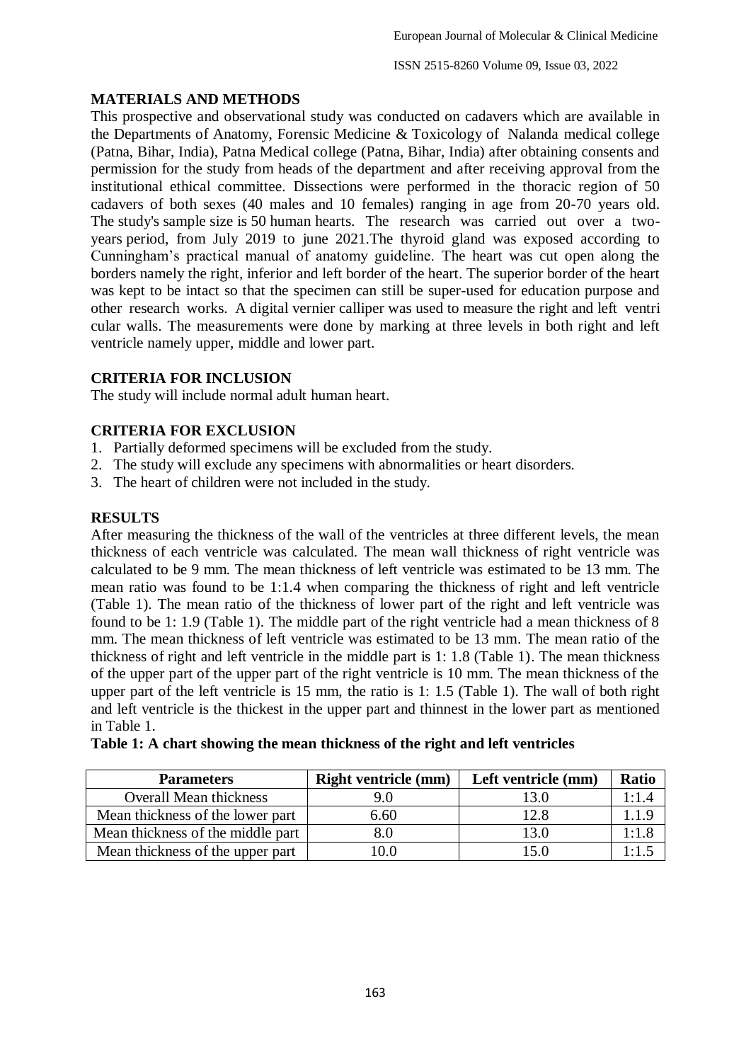## MATERIALS AND METHODS

This prospective and observational study was conducted on cadavers which are available in the Departments of Anatomy, Forensic Medicine & Toxicology of Nalanda medical college (Patna, Bihar, India), Patna Medical college (Patna, Bihar, India) after obtaining consents and permission for the study from heads of the department and after receiving approval from the institutional ethical committee. Dissections were performed in the thoracic region of 50 cadavers of both sexes (40 males and 10 females) ranging in age from 20-70 years old. The study's sample size is 50 human hearts. The research was carried out over a two-years period, from July 2019 to june 2021.The thyroid gland was exposed according to Cunningham's practical manual of anatomy guideline. The heart was cut open along the borders namely the right, inferior and left border of the heart. The superior border of the heart was kept to be intact so that the specimen can still be super-used for education purpose and other research works. A digital vernier calliper was used to measure the right and left ventri cular walls. The measurements were done by marking at three levels in both right and left ventricle namely upper, middle and lower part.

## CRITERIA FOR INCLUSION

The study will include normal adult human heart.

## CRITERIA FOR EXCLUSION

1. Partially deformed specimens will be excluded from the study.
2. The study will exclude any specimens with abnormalities or heart disorders.
3. The heart of children were not included in the study.

## RESULTS

After measuring the thickness of the wall of the ventricles at three different levels, the mean thickness of each ventricle was calculated. The mean wall thickness of right ventricle was calculated to be 9 mm. The mean thickness of left ventricle was estimated to be 13 mm. The mean ratio was found to be 1:1.4 when comparing the thickness of right and left ventricle (Table 1). The mean ratio of the thickness of lower part of the right and left ventricle was found to be 1: 1.9 (Table 1). The middle part of the right ventricle had a mean thickness of 8 mm. The mean thickness of left ventricle was estimated to be 13 mm. The mean ratio of the thickness of right and left ventricle in the middle part is 1: 1.8 (Table 1). The mean thickness of the upper part of the upper part of the right ventricle is 10 mm. The mean thickness of the upper part of the left ventricle is 15 mm, the ratio is 1: 1.5 (Table 1). The wall of both right and left ventricle is the thickest in the upper part and thinnest in the lower part as mentioned in Table 1.

**Table 1: A chart showing the mean thickness of the right and left ventricles**

| Parameters | Right ventricle (mm) | Left ventricle (mm) | Ratio |
|---|---|---|---|
| Overall Mean thickness | 9.0 | 13.0 | 1:1.4 |
| Mean thickness of the lower part | 6.60 | 12.8 | 1.1.9 |
| Mean thickness of the middle part | 8.0 | 13.0 | 1:1.8 |
| Mean thickness of the upper part | 10.0 | 15.0 | 1:1.5 |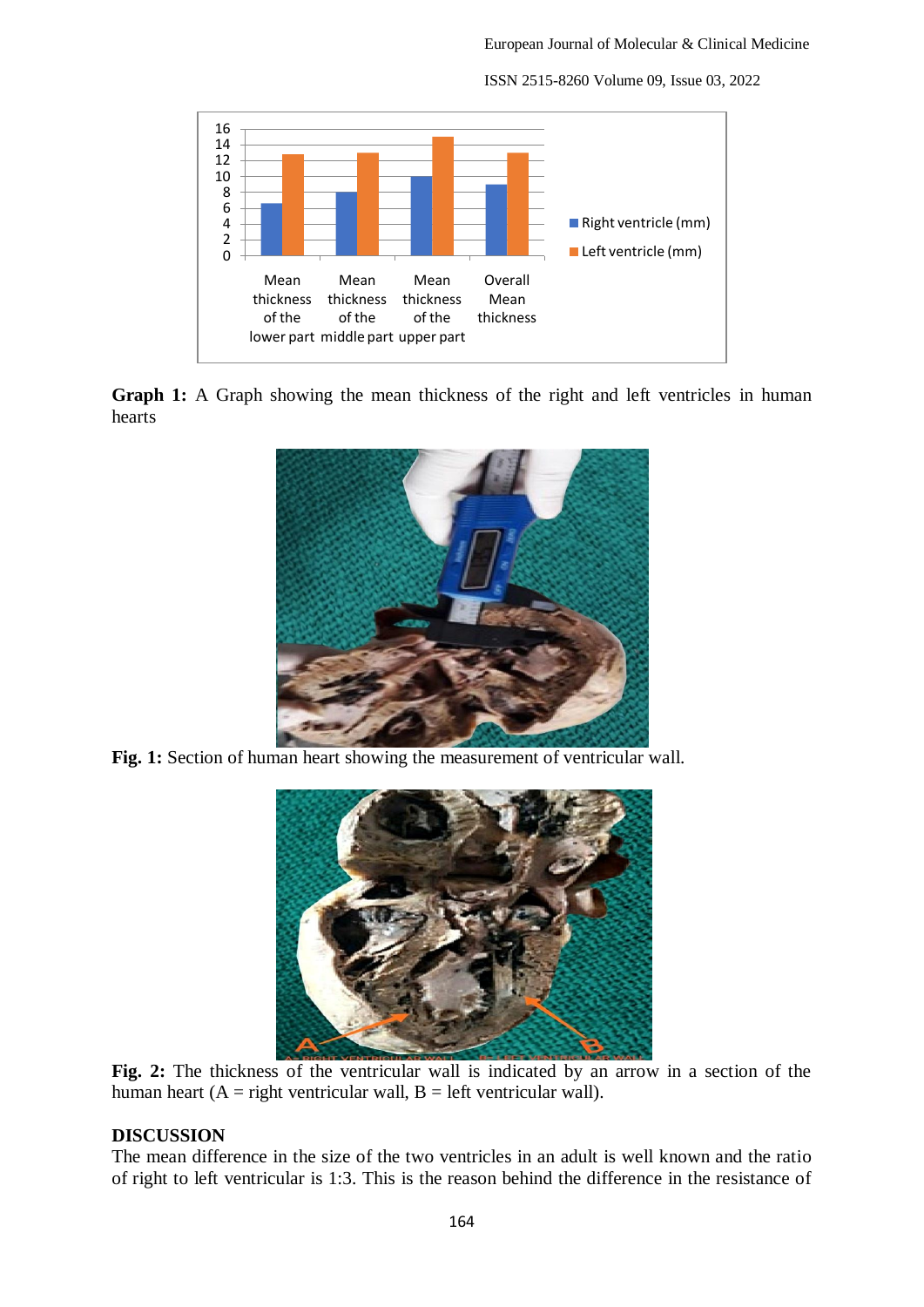16
14
12
10
8
6
4
2
0

Mean thickness of the lower part

Mean thickness of the middle part

Mean thickness of the upper part

Overall Mean thickness

Right ventricle (mm)

Left ventricle (mm)

**Graph 1:** A Graph showing the mean thickness of the right and left ventricles in human hearts

**Fig. 1:** Section of human heart showing the measurement of ventricular wall.

**Fig. 2:** The thickness of the ventricular wall is indicated by an arrow in a section of the human heart (A = right ventricular wall, B = left ventricular wall).

## DISCUSSION

The mean difference in the size of the two ventricles in an adult is well known and the ratio of right to left ventricular is 1:3. This is the reason behind the difference in the resistance of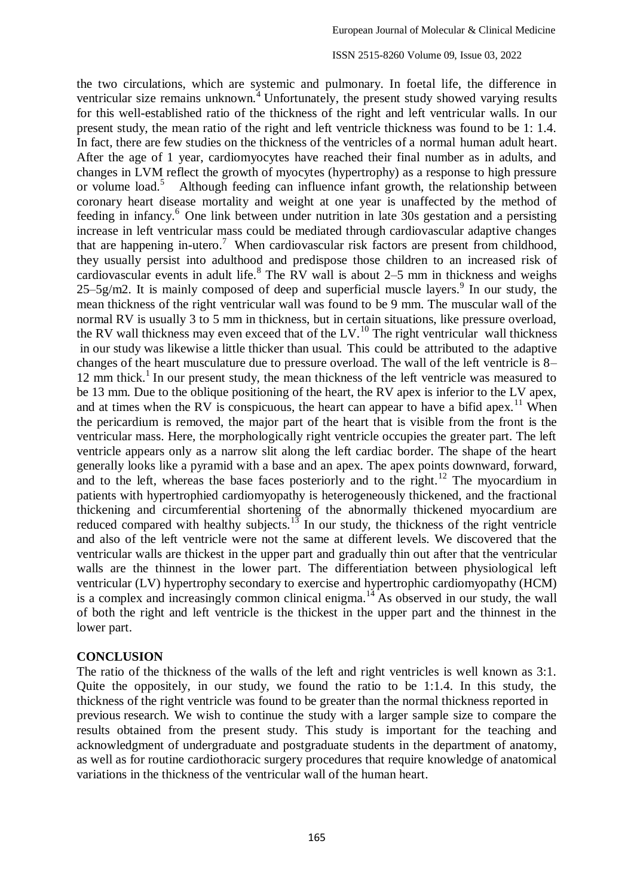the two circulations, which are systemic and pulmonary. In foetal life, the difference in ventricular size remains unknown.[4] Unfortunately, the present study showed varying results for this well-established ratio of the thickness of the right and left ventricular walls. In our present study, the mean ratio of the right and left ventricle thickness was found to be 1: 1.4. In fact, there are few studies on the thickness of the ventricles of a normal human adult heart. After the age of 1 year, cardiomyocytes have reached their final number as in adults, and changes in LVM reflect the growth of myocytes (hypertrophy) as a response to high pressure or volume load.[5] Although feeding can influence infant growth, the relationship between coronary heart disease mortality and weight at one year is unaffected by the method of feeding in infancy.[6] One link between under nutrition in late 30s gestation and a persisting increase in left ventricular mass could be mediated through cardiovascular adaptive changes that are happening in-utero.[7] When cardiovascular risk factors are present from childhood, they usually persist into adulthood and predispose those children to an increased risk of cardiovascular events in adult life.[8] The RV wall is about 2–5 mm in thickness and weighs 25–5g/m2. It is mainly composed of deep and superficial muscle layers.[9] In our study, the mean thickness of the right ventricular wall was found to be 9 mm. The muscular wall of the normal RV is usually 3 to 5 mm in thickness, but in certain situations, like pressure overload, the RV wall thickness may even exceed that of the LV.[10] The right ventricular wall thickness in our study was likewise a little thicker than usual. This could be attributed to the adaptive changes of the heart musculature due to pressure overload. The wall of the left ventricle is 8–12 mm thick.[1] In our present study, the mean thickness of the left ventricle was measured to be 13 mm. Due to the oblique positioning of the heart, the RV apex is inferior to the LV apex, and at times when the RV is conspicuous, the heart can appear to have a bifid apex.[11] When the pericardium is removed, the major part of the heart that is visible from the front is the ventricular mass. Here, the morphologically right ventricle occupies the greater part. The left ventricle appears only as a narrow slit along the left cardiac border. The shape of the heart generally looks like a pyramid with a base and an apex. The apex points downward, forward, and to the left, whereas the base faces posteriorly and to the right.[12] The myocardium in patients with hypertrophied cardiomyopathy is heterogeneously thickened, and the fractional thickening and circumferential shortening of the abnormally thickened myocardium are reduced compared with healthy subjects.[13] In our study, the thickness of the right ventricle and also of the left ventricle were not the same at different levels. We discovered that the ventricular walls are thickest in the upper part and gradually thin out after that the ventricular walls are the thinnest in the lower part. The differentiation between physiological left ventricular (LV) hypertrophy secondary to exercise and hypertrophic cardiomyopathy (HCM) is a complex and increasingly common clinical enigma.[14] As observed in our study, the wall of both the right and left ventricle is the thickest in the upper part and the thinnest in the lower part.

## CONCLUSION

The ratio of the thickness of the walls of the left and right ventricles is well known as 3:1. Quite the oppositely, in our study, we found the ratio to be 1:1.4. In this study, the thickness of the right ventricle was found to be greater than the normal thickness reported in previous research. We wish to continue the study with a larger sample size to compare the results obtained from the present study. This study is important for the teaching and acknowledgment of undergraduate and postgraduate students in the department of anatomy, as well as for routine cardiothoracic surgery procedures that require knowledge of anatomical variations in the thickness of the ventricular wall of the human heart.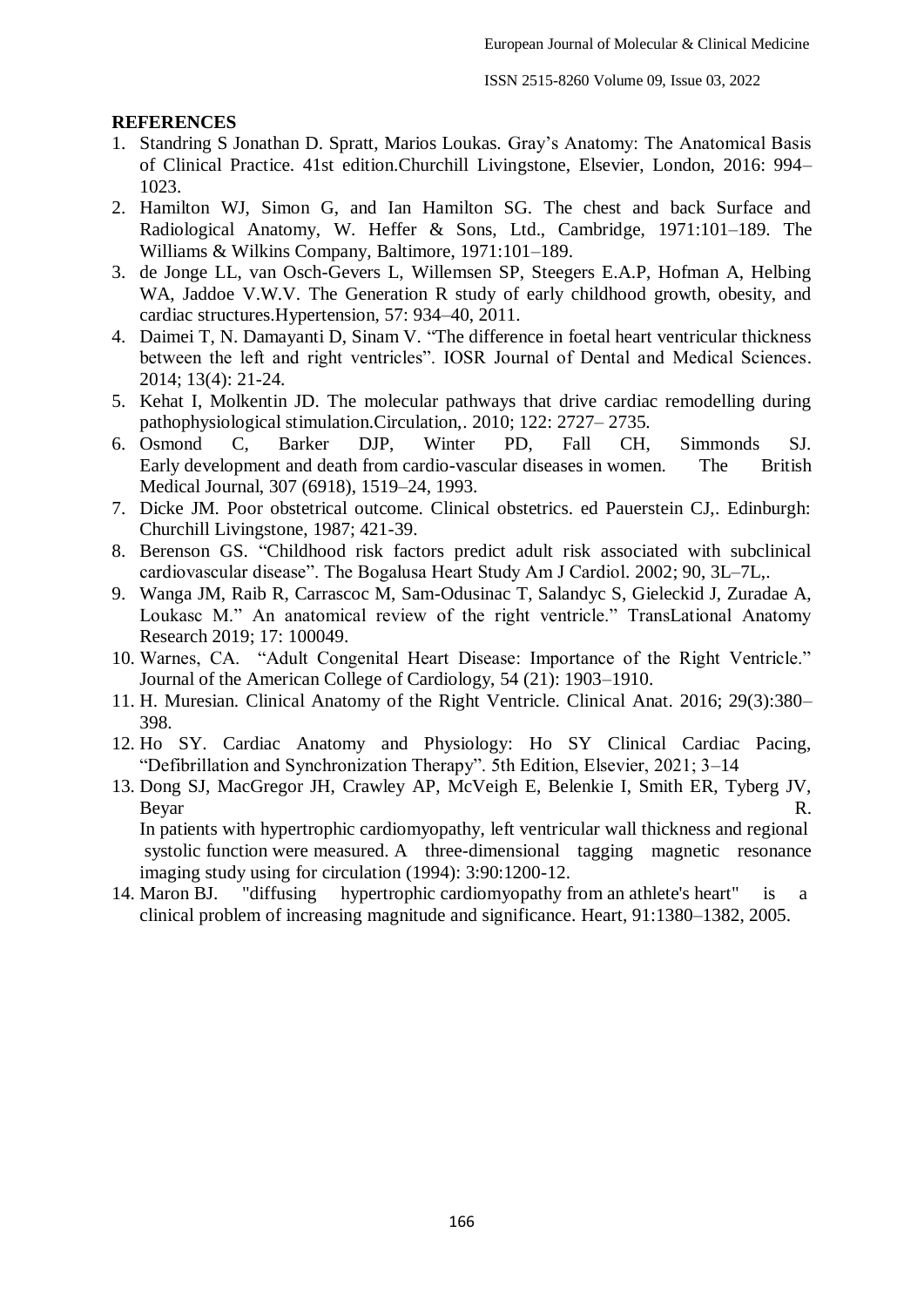**REFERENCES**

1. Standring S Jonathan D. Spratt, Marios Loukas. Gray's Anatomy: The Anatomical Basis of Clinical Practice. 41st edition.Churchill Livingstone, Elsevier, London, 2016: 994–1023.
2. Hamilton WJ, Simon G, and Ian Hamilton SG. The chest and back Surface and Radiological Anatomy, W. Heffer & Sons, Ltd., Cambridge, 1971:101–189. The Williams & Wilkins Company, Baltimore, 1971:101–189.
3. de Jonge LL, van Osch-Gevers L, Willemsen SP, Steegers E.A.P, Hofman A, Helbing WA, Jaddoe V.W.V. The Generation R study of early childhood growth, obesity, and cardiac structures.Hypertension, 57: 934–40, 2011.
4. Daimei T, N. Damayanti D, Sinam V. "The difference in foetal heart ventricular thickness between the left and right ventricles". IOSR Journal of Dental and Medical Sciences. 2014; 13(4): 21-24.
5. Kehat I, Molkentin JD. The molecular pathways that drive cardiac remodelling during pathophysiological stimulation.Circulation,. 2010; 122: 2727– 2735.
6. Osmond C, Barker DJP, Winter PD, Fall CH, Simmonds SJ. Early development and death from cardio-vascular diseases in women. The British Medical Journal, 307 (6918), 1519–24, 1993.
7. Dicke JM. Poor obstetrical outcome. Clinical obstetrics. ed Pauerstein CJ,. Edinburgh: Churchill Livingstone, 1987; 421-39.
8. Berenson GS. "Childhood risk factors predict adult risk associated with subclinical cardiovascular disease". The Bogalusa Heart Study Am J Cardiol. 2002; 90, 3L–7L,.
9. Wanga JM, Raib R, Carrascoc M, Sam-Odusinac T, Salandyc S, Gieleckid J, Zuradae A, Loukasc M." An anatomical review of the right ventricle." TransLational Anatomy Research 2019; 17: 100049.
10. Warnes, CA. "Adult Congenital Heart Disease: Importance of the Right Ventricle." Journal of the American College of Cardiology, 54 (21): 1903–1910.
11. H. Muresian. Clinical Anatomy of the Right Ventricle. Clinical Anat. 2016; 29(3):380–398.
12. Ho SY. Cardiac Anatomy and Physiology: Ho SY Clinical Cardiac Pacing, "Defibrillation and Synchronization Therapy". 5th Edition, Elsevier, 2021; 3–14
13. Dong SJ, MacGregor JH, Crawley AP, McVeigh E, Belenkie I, Smith ER, Tyberg JV, Beyar R. In patients with hypertrophic cardiomyopathy, left ventricular wall thickness and regional systolic function were measured. A three-dimensional tagging magnetic resonance imaging study using for circulation (1994): 3:90:1200-12.
14. Maron BJ. "diffusing hypertrophic cardiomyopathy from an athlete's heart" is a clinical problem of increasing magnitude and significance. Heart, 91:1380–1382, 2005.